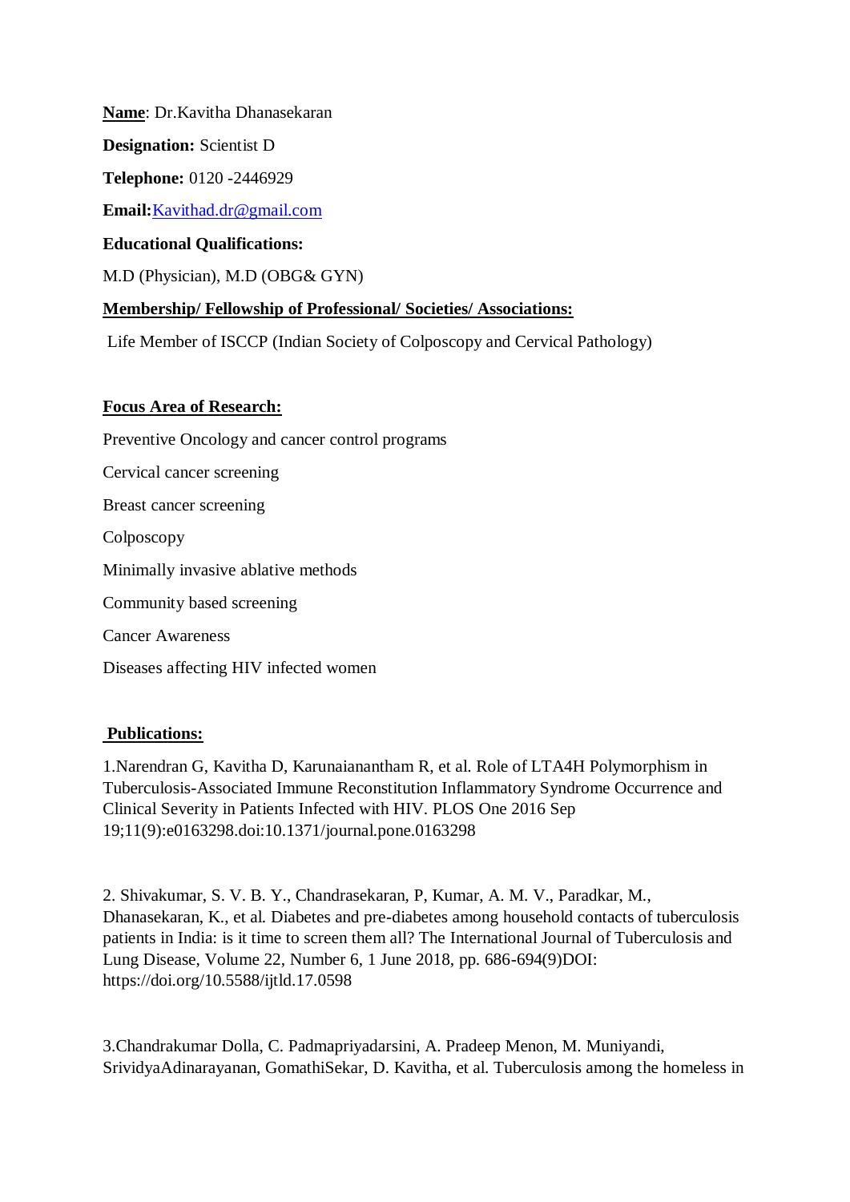**Name**: Dr.Kavitha Dhanasekaran

**Designation:** Scientist D

**Telephone:** 0120 -2446929

**Email:**Kavithad.dr@gmail.com

**Educational Qualifications:**

M.D (Physician), M.D (OBG& GYN)

**Membership/ Fellowship of Professional/ Societies/ Associations:**

Life Member of ISCCP (Indian Society of Colposcopy and Cervical Pathology)

**Focus Area of Research:**

Preventive Oncology and cancer control programs

Cervical cancer screening

Breast cancer screening

Colposcopy

Minimally invasive ablative methods

Community based screening

Cancer Awareness

Diseases affecting HIV infected women

**Publications:**

1.Narendran G, Kavitha D, Karunaianantham R, et al. Role of LTA4H Polymorphism in Tuberculosis-Associated Immune Reconstitution Inflammatory Syndrome Occurrence and Clinical Severity in Patients Infected with HIV. PLOS One 2016 Sep 19;11(9):e0163298.doi:10.1371/journal.pone.0163298

2. Shivakumar, S. V. B. Y., Chandrasekaran, P, Kumar, A. M. V., Paradkar, M., Dhanasekaran, K., et al. Diabetes and pre-diabetes among household contacts of tuberculosis patients in India: is it time to screen them all? The International Journal of Tuberculosis and Lung Disease, Volume 22, Number 6, 1 June 2018, pp. 686-694(9)DOI: https://doi.org/10.5588/ijtld.17.0598

3.Chandrakumar Dolla, C. Padmapriyadarsini, A. Pradeep Menon, M. Muniyandi, SrividyaAdinarayanan, GomathiSekar, D. Kavitha, et al. Tuberculosis among the homeless in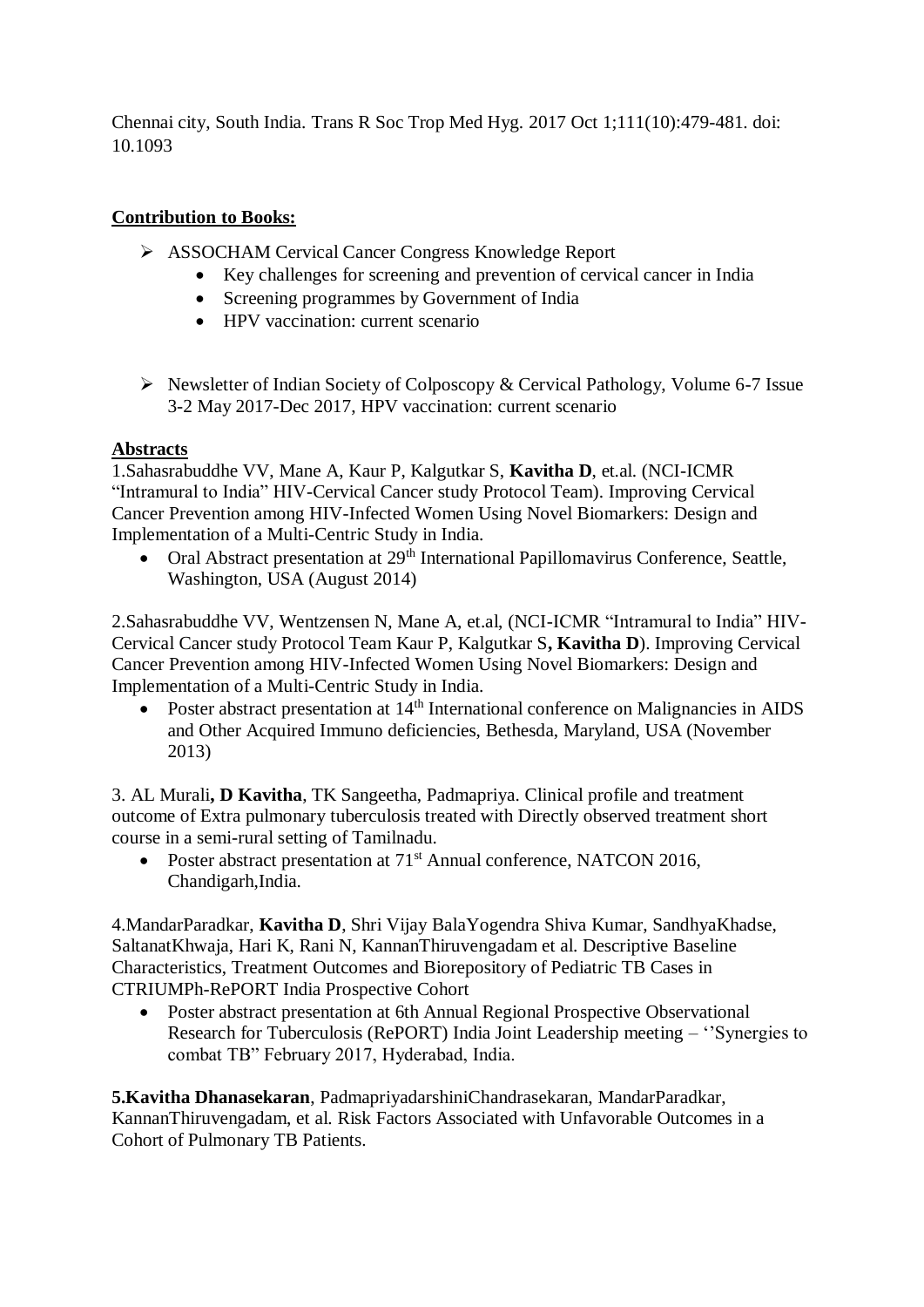Chennai city, South India. Trans R Soc Trop Med Hyg. 2017 Oct 1;111(10):479-481. doi: 10.1093

**Contribution to Books:**

- ASSOCHAM Cervical Cancer Congress Knowledge Report
  - Key challenges for screening and prevention of cervical cancer in India
  - Screening programmes by Government of India
  - HPV vaccination: current scenario

- Newsletter of Indian Society of Colposcopy & Cervical Pathology, Volume 6-7 Issue 3-2 May 2017-Dec 2017, HPV vaccination: current scenario

**Abstracts**

1.Sahasrabuddhe VV, Mane A, Kaur P, Kalgutkar S, **Kavitha D**, et.al. (NCI-ICMR "Intramural to India" HIV-Cervical Cancer study Protocol Team). Improving Cervical Cancer Prevention among HIV-Infected Women Using Novel Biomarkers: Design and Implementation of a Multi-Centric Study in India.

- Oral Abstract presentation at 29th International Papillomavirus Conference, Seattle, Washington, USA (August 2014)

2.Sahasrabuddhe VV, Wentzensen N, Mane A, et.al, (NCI-ICMR "Intramural to India" HIV-Cervical Cancer study Protocol Team Kaur P, Kalgutkar S**, Kavitha D**). Improving Cervical Cancer Prevention among HIV-Infected Women Using Novel Biomarkers: Design and Implementation of a Multi-Centric Study in India.

- Poster abstract presentation at 14th International conference on Malignancies in AIDS and Other Acquired Immuno deficiencies, Bethesda, Maryland, USA (November 2013)

3. AL Murali**, D Kavitha**, TK Sangeetha, Padmapriya. Clinical profile and treatment outcome of Extra pulmonary tuberculosis treated with Directly observed treatment short course in a semi-rural setting of Tamilnadu.

- Poster abstract presentation at 71st Annual conference, NATCON 2016, Chandigarh,India.

4.MandarParadkar, **Kavitha D**, Shri Vijay BalaYogendra Shiva Kumar, SandhyaKhadse, SaltanatKhwaja, Hari K, Rani N, KannanThiruvengadam et al. Descriptive Baseline Characteristics, Treatment Outcomes and Biorepository of Pediatric TB Cases in CTRIUMPh-RePORT India Prospective Cohort

- Poster abstract presentation at 6th Annual Regional Prospective Observational Research for Tuberculosis (RePORT) India Joint Leadership meeting – ''Synergies to combat TB" February 2017, Hyderabad, India.

**5.Kavitha Dhanasekaran**, PadmapriyadarshiniChandrasekaran, MandarParadkar, KannanThiruvengadam, et al. Risk Factors Associated with Unfavorable Outcomes in a Cohort of Pulmonary TB Patients.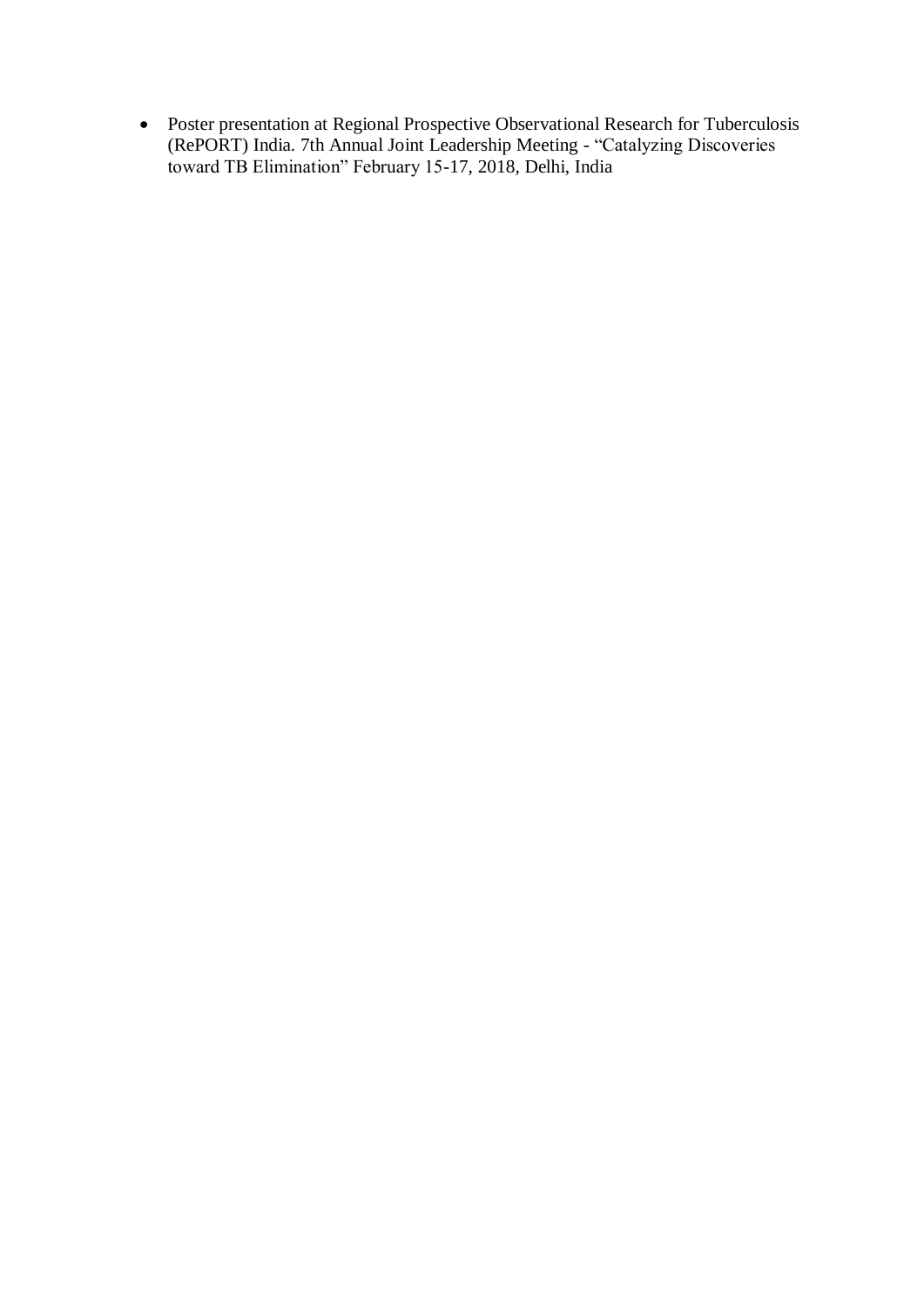- Poster presentation at Regional Prospective Observational Research for Tuberculosis (RePORT) India. 7th Annual Joint Leadership Meeting - "Catalyzing Discoveries toward TB Elimination" February 15-17, 2018, Delhi, India